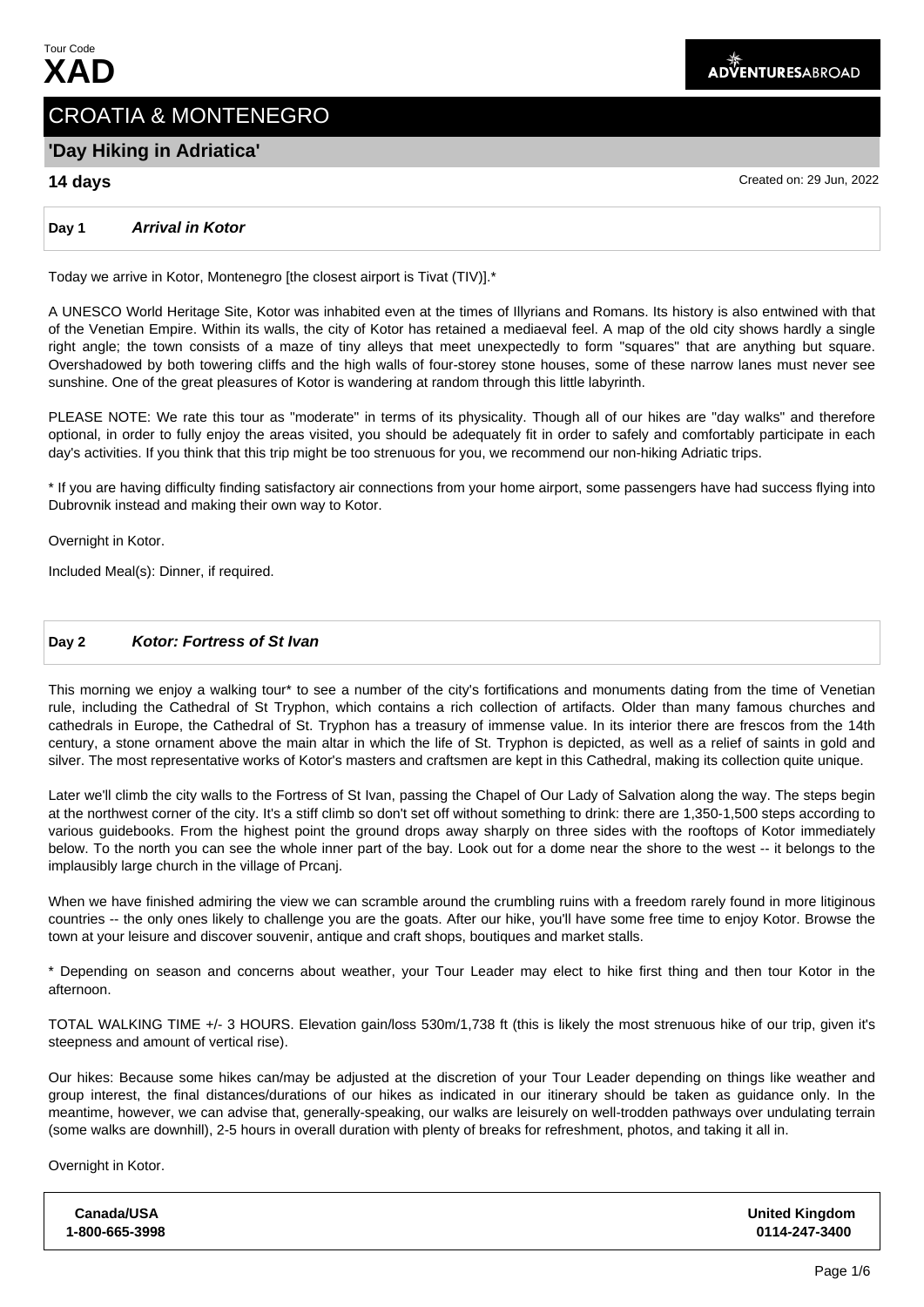Tour Code
# XAD

ADVENTURESABROAD

## CROATIA & MONTENEGRO

### 'Day Hiking in Adriatica'

**14 days**

Created on: 29 Jun, 2022

### Day 1 *Arrival in Kotor*

Today we arrive in Kotor, Montenegro [the closest airport is Tivat (TIV)].*

A UNESCO World Heritage Site, Kotor was inhabited even at the times of Illyrians and Romans. Its history is also entwined with that of the Venetian Empire. Within its walls, the city of Kotor has retained a mediaeval feel. A map of the old city shows hardly a single right angle; the town consists of a maze of tiny alleys that meet unexpectedly to form "squares" that are anything but square. Overshadowed by both towering cliffs and the high walls of four-storey stone houses, some of these narrow lanes must never see sunshine. One of the great pleasures of Kotor is wandering at random through this little labyrinth.

PLEASE NOTE: We rate this tour as "moderate" in terms of its physicality. Though all of our hikes are "day walks" and therefore optional, in order to fully enjoy the areas visited, you should be adequately fit in order to safely and comfortably participate in each day's activities. If you think that this trip might be too strenuous for you, we recommend our non-hiking Adriatic trips.

* If you are having difficulty finding satisfactory air connections from your home airport, some passengers have had success flying into Dubrovnik instead and making their own way to Kotor.

Overnight in Kotor.

Included Meal(s): Dinner, if required.

### Day 2 *Kotor: Fortress of St Ivan*

This morning we enjoy a walking tour* to see a number of the city's fortifications and monuments dating from the time of Venetian rule, including the Cathedral of St Tryphon, which contains a rich collection of artifacts. Older than many famous churches and cathedrals in Europe, the Cathedral of St. Tryphon has a treasury of immense value. In its interior there are frescos from the 14th century, a stone ornament above the main altar in which the life of St. Tryphon is depicted, as well as a relief of saints in gold and silver. The most representative works of Kotor's masters and craftsmen are kept in this Cathedral, making its collection quite unique.

Later we'll climb the city walls to the Fortress of St Ivan, passing the Chapel of Our Lady of Salvation along the way. The steps begin at the northwest corner of the city. It's a stiff climb so don't set off without something to drink: there are 1,350-1,500 steps according to various guidebooks. From the highest point the ground drops away sharply on three sides with the rooftops of Kotor immediately below. To the north you can see the whole inner part of the bay. Look out for a dome near the shore to the west -- it belongs to the implausibly large church in the village of Prcanj.

When we have finished admiring the view we can scramble around the crumbling ruins with a freedom rarely found in more litiginous countries -- the only ones likely to challenge you are the goats. After our hike, you'll have some free time to enjoy Kotor. Browse the town at your leisure and discover souvenir, antique and craft shops, boutiques and market stalls.

* Depending on season and concerns about weather, your Tour Leader may elect to hike first thing and then tour Kotor in the afternoon.

TOTAL WALKING TIME +/- 3 HOURS. Elevation gain/loss 530m/1,738 ft (this is likely the most strenuous hike of our trip, given it's steepness and amount of vertical rise).

Our hikes: Because some hikes can/may be adjusted at the discretion of your Tour Leader depending on things like weather and group interest, the final distances/durations of our hikes as indicated in our itinerary should be taken as guidance only. In the meantime, however, we can advise that, generally-speaking, our walks are leisurely on well-trodden pathways over undulating terrain (some walks are downhill), 2-5 hours in overall duration with plenty of breaks for refreshment, photos, and taking it all in.

Overnight in Kotor.

| Canada/USA | United Kingdom |
|---|---|
| 1-800-665-3998 | 0114-247-3400 |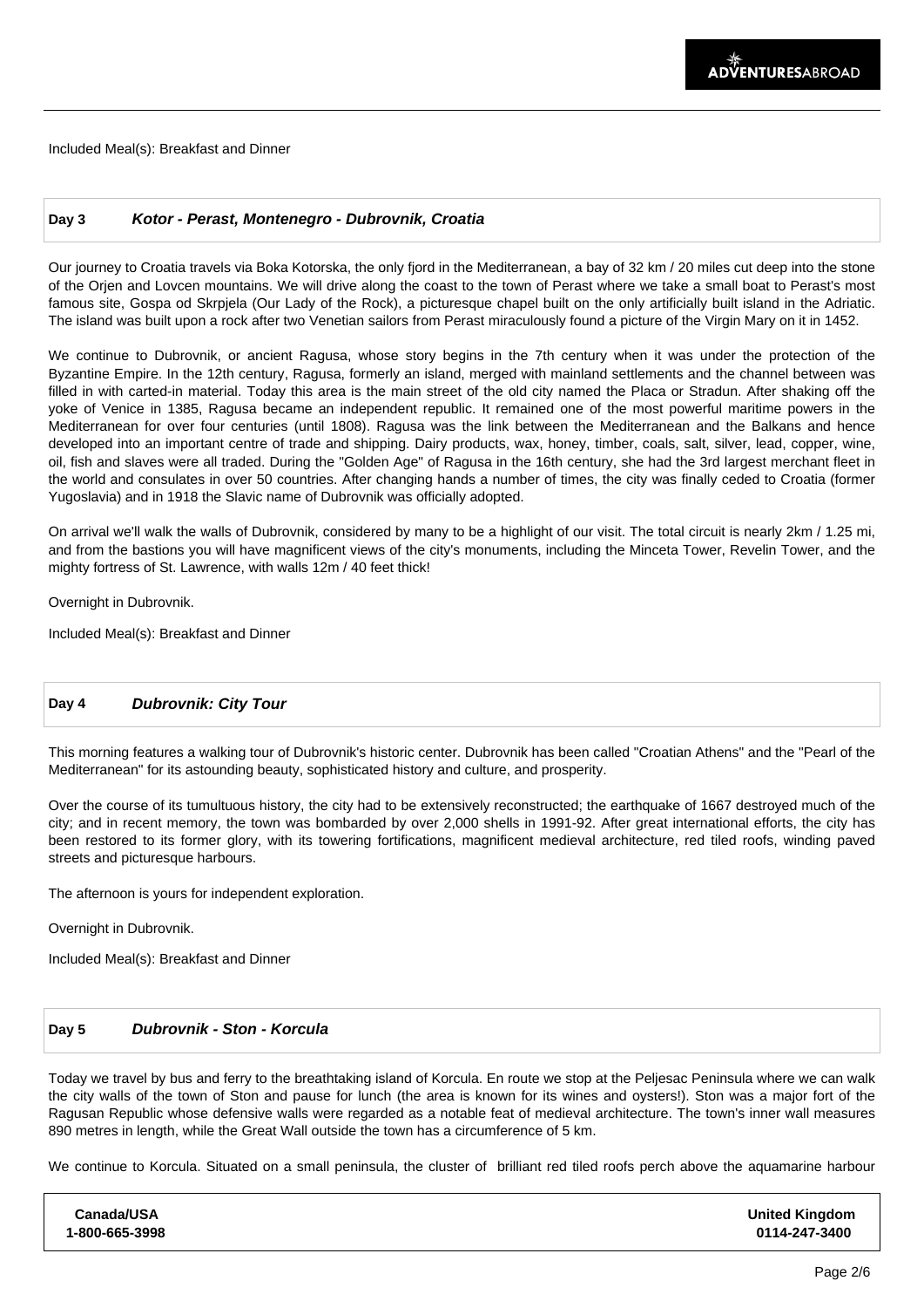Included Meal(s): Breakfast and Dinner

## Day 3 *Kotor - Perast, Montenegro - Dubrovnik, Croatia*

Our journey to Croatia travels via Boka Kotorska, the only fjord in the Mediterranean, a bay of 32 km / 20 miles cut deep into the stone of the Orjen and Lovcen mountains. We will drive along the coast to the town of Perast where we take a small boat to Perast's most famous site, Gospa od Skrpjela (Our Lady of the Rock), a picturesque chapel built on the only artificially built island in the Adriatic. The island was built upon a rock after two Venetian sailors from Perast miraculously found a picture of the Virgin Mary on it in 1452.

We continue to Dubrovnik, or ancient Ragusa, whose story begins in the 7th century when it was under the protection of the Byzantine Empire. In the 12th century, Ragusa, formerly an island, merged with mainland settlements and the channel between was filled in with carted-in material. Today this area is the main street of the old city named the Placa or Stradun. After shaking off the yoke of Venice in 1385, Ragusa became an independent republic. It remained one of the most powerful maritime powers in the Mediterranean for over four centuries (until 1808). Ragusa was the link between the Mediterranean and the Balkans and hence developed into an important centre of trade and shipping. Dairy products, wax, honey, timber, coals, salt, silver, lead, copper, wine, oil, fish and slaves were all traded. During the "Golden Age" of Ragusa in the 16th century, she had the 3rd largest merchant fleet in the world and consulates in over 50 countries. After changing hands a number of times, the city was finally ceded to Croatia (former Yugoslavia) and in 1918 the Slavic name of Dubrovnik was officially adopted.

On arrival we'll walk the walls of Dubrovnik, considered by many to be a highlight of our visit. The total circuit is nearly 2km / 1.25 mi, and from the bastions you will have magnificent views of the city's monuments, including the Minceta Tower, Revelin Tower, and the mighty fortress of St. Lawrence, with walls 12m / 40 feet thick!

Overnight in Dubrovnik.

Included Meal(s): Breakfast and Dinner

## Day 4 *Dubrovnik: City Tour*

This morning features a walking tour of Dubrovnik's historic center. Dubrovnik has been called "Croatian Athens" and the "Pearl of the Mediterranean" for its astounding beauty, sophisticated history and culture, and prosperity.

Over the course of its tumultuous history, the city had to be extensively reconstructed; the earthquake of 1667 destroyed much of the city; and in recent memory, the town was bombarded by over 2,000 shells in 1991-92. After great international efforts, the city has been restored to its former glory, with its towering fortifications, magnificent medieval architecture, red tiled roofs, winding paved streets and picturesque harbours.

The afternoon is yours for independent exploration.

Overnight in Dubrovnik.

Included Meal(s): Breakfast and Dinner

## Day 5 *Dubrovnik - Ston - Korcula*

Today we travel by bus and ferry to the breathtaking island of Korcula. En route we stop at the Peljesac Peninsula where we can walk the city walls of the town of Ston and pause for lunch (the area is known for its wines and oysters!). Ston was a major fort of the Ragusan Republic whose defensive walls were regarded as a notable feat of medieval architecture. The town's inner wall measures 890 metres in length, while the Great Wall outside the town has a circumference of 5 km.

We continue to Korcula. Situated on a small peninsula, the cluster of brilliant red tiled roofs perch above the aquamarine harbour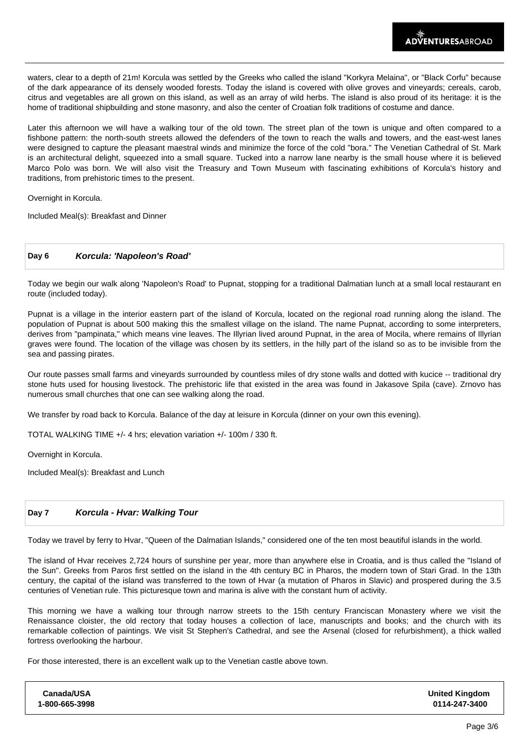waters, clear to a depth of 21m! Korcula was settled by the Greeks who called the island "Korkyra Melaina", or "Black Corfu" because of the dark appearance of its densely wooded forests. Today the island is covered with olive groves and vineyards; cereals, carob, citrus and vegetables are all grown on this island, as well as an array of wild herbs. The island is also proud of its heritage: it is the home of traditional shipbuilding and stone masonry, and also the center of Croatian folk traditions of costume and dance.

Later this afternoon we will have a walking tour of the old town. The street plan of the town is unique and often compared to a fishbone pattern: the north-south streets allowed the defenders of the town to reach the walls and towers, and the east-west lanes were designed to capture the pleasant maestral winds and minimize the force of the cold "bora." The Venetian Cathedral of St. Mark is an architectural delight, squeezed into a small square. Tucked into a narrow lane nearby is the small house where it is believed Marco Polo was born. We will also visit the Treasury and Town Museum with fascinating exhibitions of Korcula's history and traditions, from prehistoric times to the present.

Overnight in Korcula.

Included Meal(s): Breakfast and Dinner

## Day 6 *Korcula: 'Napoleon's Road'*

Today we begin our walk along 'Napoleon's Road' to Pupnat, stopping for a traditional Dalmatian lunch at a small local restaurant en route (included today).

Pupnat is a village in the interior eastern part of the island of Korcula, located on the regional road running along the island. The population of Pupnat is about 500 making this the smallest village on the island. The name Pupnat, according to some interpreters, derives from "pampinata," which means vine leaves. The Illyrian lived around Pupnat, in the area of Mocila, where remains of Illyrian graves were found. The location of the village was chosen by its settlers, in the hilly part of the island so as to be invisible from the sea and passing pirates.

Our route passes small farms and vineyards surrounded by countless miles of dry stone walls and dotted with kucice -- traditional dry stone huts used for housing livestock. The prehistoric life that existed in the area was found in Jakasove Spila (cave). Zrnovo has numerous small churches that one can see walking along the road.

We transfer by road back to Korcula. Balance of the day at leisure in Korcula (dinner on your own this evening).

TOTAL WALKING TIME +/- 4 hrs; elevation variation +/- 100m / 330 ft.

Overnight in Korcula.

Included Meal(s): Breakfast and Lunch

## Day 7 *Korcula - Hvar: Walking Tour*

Today we travel by ferry to Hvar, "Queen of the Dalmatian Islands," considered one of the ten most beautiful islands in the world.

The island of Hvar receives 2,724 hours of sunshine per year, more than anywhere else in Croatia, and is thus called the "Island of the Sun". Greeks from Paros first settled on the island in the 4th century BC in Pharos, the modern town of Stari Grad. In the 13th century, the capital of the island was transferred to the town of Hvar (a mutation of Pharos in Slavic) and prospered during the 3.5 centuries of Venetian rule. This picturesque town and marina is alive with the constant hum of activity.

This morning we have a walking tour through narrow streets to the 15th century Franciscan Monastery where we visit the Renaissance cloister, the old rectory that today houses a collection of lace, manuscripts and books; and the church with its remarkable collection of paintings. We visit St Stephen's Cathedral, and see the Arsenal (closed for refurbishment), a thick walled fortress overlooking the harbour.

For those interested, there is an excellent walk up to the Venetian castle above town.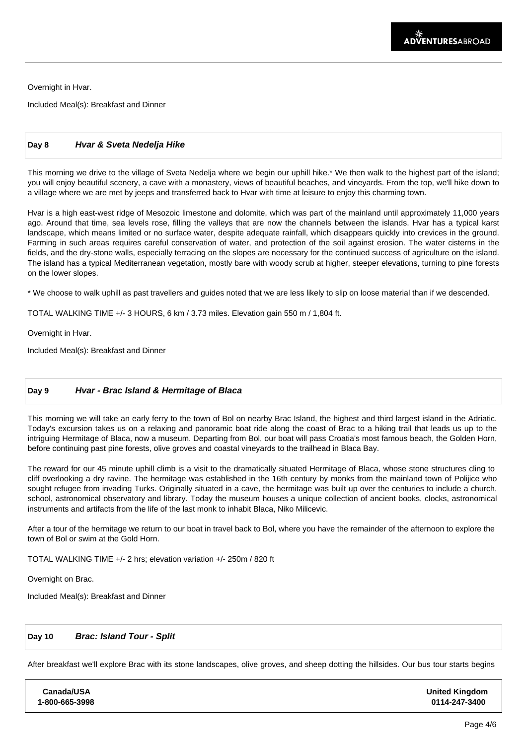Overnight in Hvar.

Included Meal(s): Breakfast and Dinner

## Day 8 *Hvar & Sveta Nedelja Hike*

This morning we drive to the village of Sveta Nedelja where we begin our uphill hike.* We then walk to the highest part of the island; you will enjoy beautiful scenery, a cave with a monastery, views of beautiful beaches, and vineyards. From the top, we'll hike down to a village where we are met by jeeps and transferred back to Hvar with time at leisure to enjoy this charming town.

Hvar is a high east-west ridge of Mesozoic limestone and dolomite, which was part of the mainland until approximately 11,000 years ago. Around that time, sea levels rose, filling the valleys that are now the channels between the islands. Hvar has a typical karst landscape, which means limited or no surface water, despite adequate rainfall, which disappears quickly into crevices in the ground. Farming in such areas requires careful conservation of water, and protection of the soil against erosion. The water cisterns in the fields, and the dry-stone walls, especially terracing on the slopes are necessary for the continued success of agriculture on the island. The island has a typical Mediterranean vegetation, mostly bare with woody scrub at higher, steeper elevations, turning to pine forests on the lower slopes.

* We choose to walk uphill as past travellers and guides noted that we are less likely to slip on loose material than if we descended.

TOTAL WALKING TIME +/- 3 HOURS, 6 km / 3.73 miles. Elevation gain 550 m / 1,804 ft.

Overnight in Hvar.

Included Meal(s): Breakfast and Dinner

## Day 9 *Hvar - Brac Island & Hermitage of Blaca*

This morning we will take an early ferry to the town of Bol on nearby Brac Island, the highest and third largest island in the Adriatic. Today's excursion takes us on a relaxing and panoramic boat ride along the coast of Brac to a hiking trail that leads us up to the intriguing Hermitage of Blaca, now a museum. Departing from Bol, our boat will pass Croatia's most famous beach, the Golden Horn, before continuing past pine forests, olive groves and coastal vineyards to the trailhead in Blaca Bay.

The reward for our 45 minute uphill climb is a visit to the dramatically situated Hermitage of Blaca, whose stone structures cling to cliff overlooking a dry ravine. The hermitage was established in the 16th century by monks from the mainland town of Polijice who sought refugee from invading Turks. Originally situated in a cave, the hermitage was built up over the centuries to include a church, school, astronomical observatory and library. Today the museum houses a unique collection of ancient books, clocks, astronomical instruments and artifacts from the life of the last monk to inhabit Blaca, Niko Milicevic.

After a tour of the hermitage we return to our boat in travel back to Bol, where you have the remainder of the afternoon to explore the town of Bol or swim at the Gold Horn.

TOTAL WALKING TIME +/- 2 hrs; elevation variation +/- 250m / 820 ft

Overnight on Brac.

Included Meal(s): Breakfast and Dinner

## Day 10 *Brac: Island Tour - Split*

After breakfast we'll explore Brac with its stone landscapes, olive groves, and sheep dotting the hillsides. Our bus tour starts begins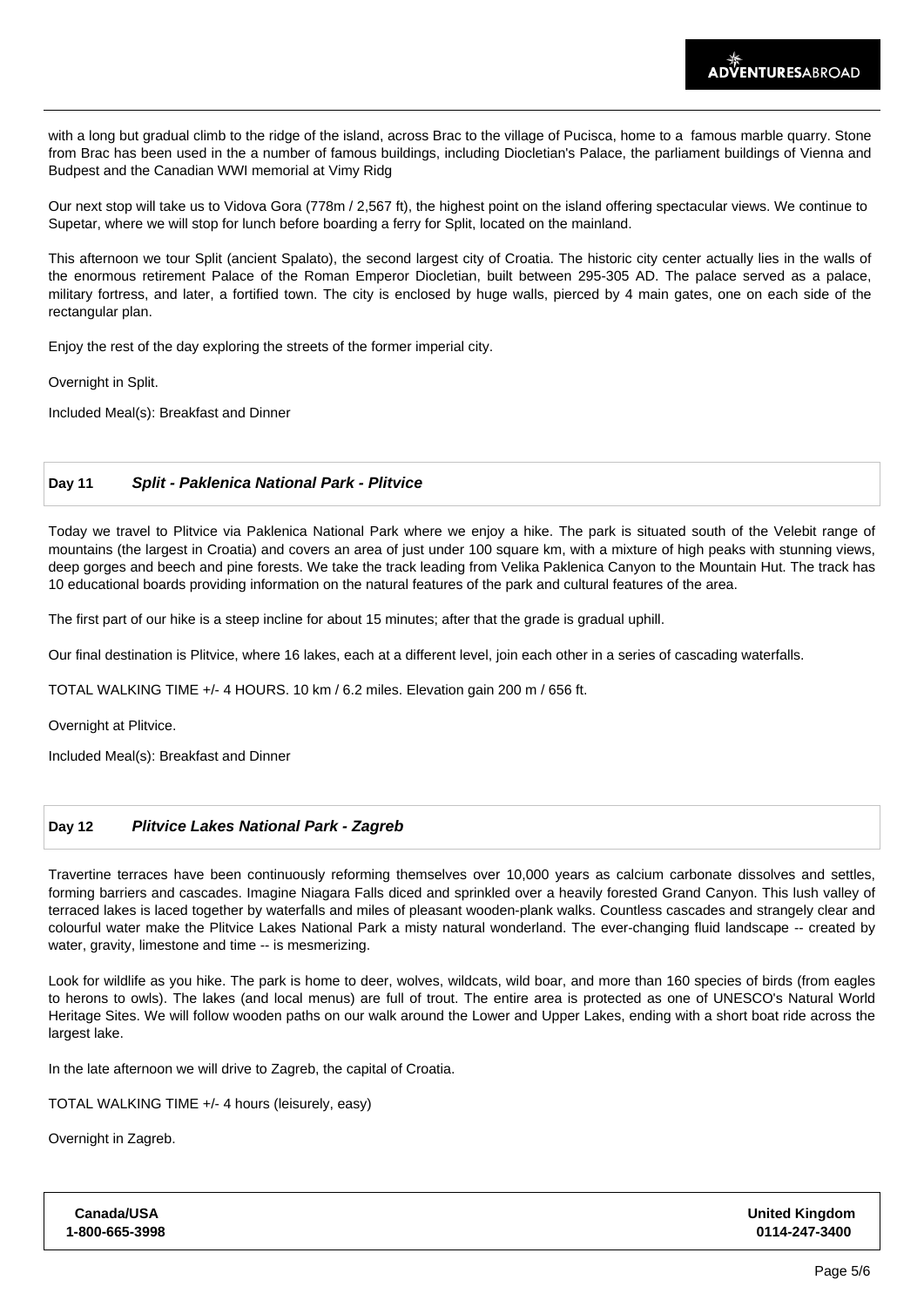with a long but gradual climb to the ridge of the island, across Brac to the village of Pucisca, home to a famous marble quarry. Stone from Brac has been used in the a number of famous buildings, including Diocletian's Palace, the parliament buildings of Vienna and Budpest and the Canadian WWI memorial at Vimy Ridg

Our next stop will take us to Vidova Gora (778m / 2,567 ft), the highest point on the island offering spectacular views. We continue to Supetar, where we will stop for lunch before boarding a ferry for Split, located on the mainland.

This afternoon we tour Split (ancient Spalato), the second largest city of Croatia. The historic city center actually lies in the walls of the enormous retirement Palace of the Roman Emperor Diocletian, built between 295-305 AD. The palace served as a palace, military fortress, and later, a fortified town. The city is enclosed by huge walls, pierced by 4 main gates, one on each side of the rectangular plan.

Enjoy the rest of the day exploring the streets of the former imperial city.

Overnight in Split.

Included Meal(s): Breakfast and Dinner

## Day 11 *Split - Paklenica National Park - Plitvice*

Today we travel to Plitvice via Paklenica National Park where we enjoy a hike. The park is situated south of the Velebit range of mountains (the largest in Croatia) and covers an area of just under 100 square km, with a mixture of high peaks with stunning views, deep gorges and beech and pine forests. We take the track leading from Velika Paklenica Canyon to the Mountain Hut. The track has 10 educational boards providing information on the natural features of the park and cultural features of the area.

The first part of our hike is a steep incline for about 15 minutes; after that the grade is gradual uphill.

Our final destination is Plitvice, where 16 lakes, each at a different level, join each other in a series of cascading waterfalls.

TOTAL WALKING TIME +/- 4 HOURS. 10 km / 6.2 miles. Elevation gain 200 m / 656 ft.

Overnight at Plitvice.

Included Meal(s): Breakfast and Dinner

## Day 12 *Plitvice Lakes National Park - Zagreb*

Travertine terraces have been continuously reforming themselves over 10,000 years as calcium carbonate dissolves and settles, forming barriers and cascades. Imagine Niagara Falls diced and sprinkled over a heavily forested Grand Canyon. This lush valley of terraced lakes is laced together by waterfalls and miles of pleasant wooden-plank walks. Countless cascades and strangely clear and colourful water make the Plitvice Lakes National Park a misty natural wonderland. The ever-changing fluid landscape -- created by water, gravity, limestone and time -- is mesmerizing.

Look for wildlife as you hike. The park is home to deer, wolves, wildcats, wild boar, and more than 160 species of birds (from eagles to herons to owls). The lakes (and local menus) are full of trout. The entire area is protected as one of UNESCO's Natural World Heritage Sites. We will follow wooden paths on our walk around the Lower and Upper Lakes, ending with a short boat ride across the largest lake.

In the late afternoon we will drive to Zagreb, the capital of Croatia.

TOTAL WALKING TIME +/- 4 hours (leisurely, easy)

Overnight in Zagreb.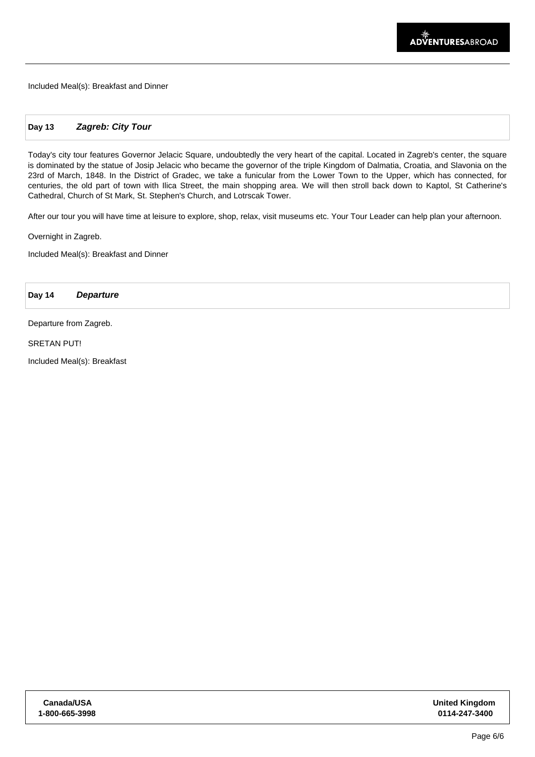Included Meal(s): Breakfast and Dinner

## Day 13 *Zagreb: City Tour*

Today's city tour features Governor Jelacic Square, undoubtedly the very heart of the capital. Located in Zagreb's center, the square is dominated by the statue of Josip Jelacic who became the governor of the triple Kingdom of Dalmatia, Croatia, and Slavonia on the 23rd of March, 1848. In the District of Gradec, we take a funicular from the Lower Town to the Upper, which has connected, for centuries, the old part of town with Ilica Street, the main shopping area. We will then stroll back down to Kaptol, St Catherine's Cathedral, Church of St Mark, St. Stephen's Church, and Lotrscak Tower.

After our tour you will have time at leisure to explore, shop, relax, visit museums etc. Your Tour Leader can help plan your afternoon.

Overnight in Zagreb.

Included Meal(s): Breakfast and Dinner

## Day 14 *Departure*

Departure from Zagreb.

SRETAN PUT!

Included Meal(s): Breakfast

**Canada/USA**
**1-800-665-3998**

**United Kingdom**
**0114-247-3400**